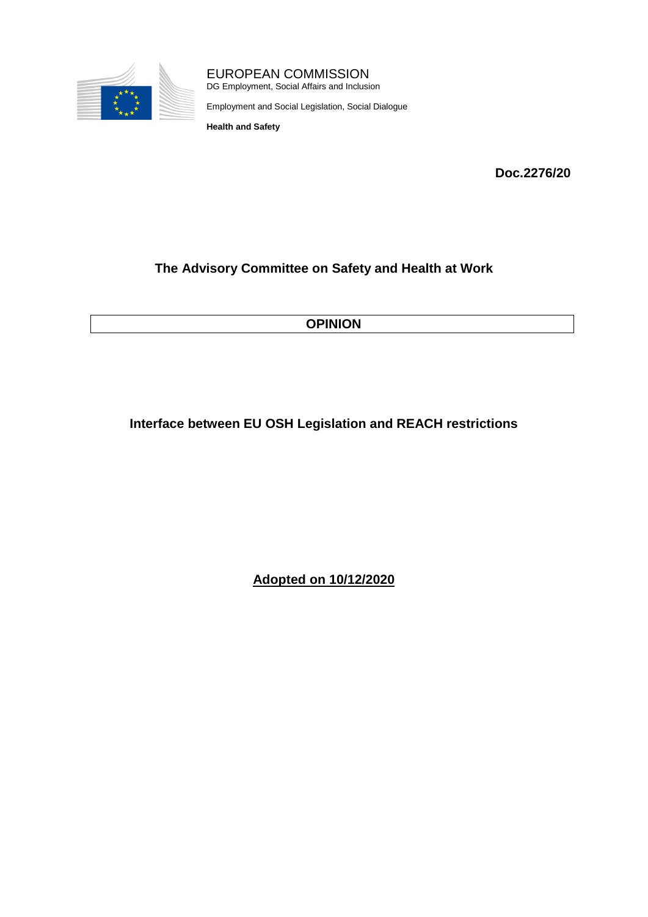EUROPEAN COMMISSION
DG Employment, Social Affairs and Inclusion

Employment and Social Legislation, Social Dialogue

**Health and Safety**

**Doc.2276/20**

# The Advisory Committee on Safety and Health at Work

## OPINION

## Interface between EU OSH Legislation and REACH restrictions

**Adopted on 10/12/2020**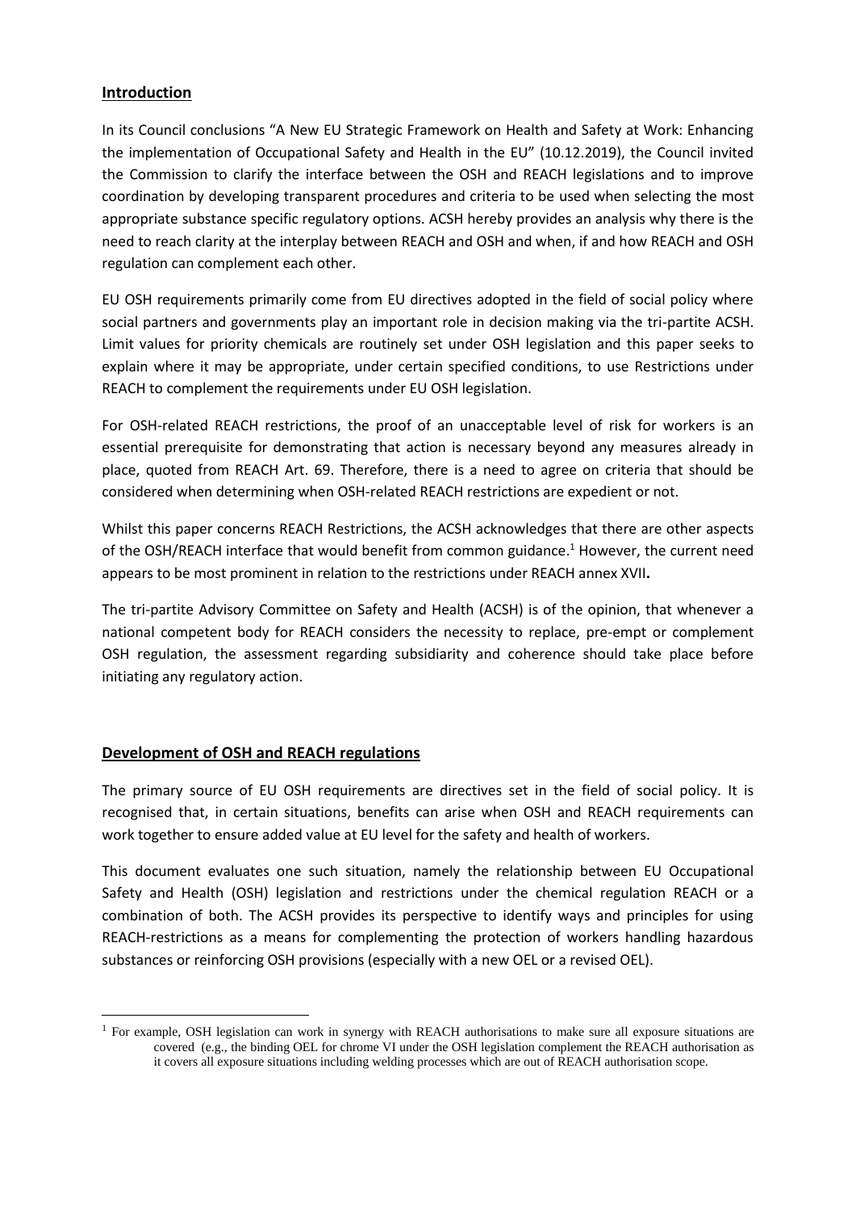## Introduction

In its Council conclusions "A New EU Strategic Framework on Health and Safety at Work: Enhancing the implementation of Occupational Safety and Health in the EU" (10.12.2019), the Council invited the Commission to clarify the interface between the OSH and REACH legislations and to improve coordination by developing transparent procedures and criteria to be used when selecting the most appropriate substance specific regulatory options. ACSH hereby provides an analysis why there is the need to reach clarity at the interplay between REACH and OSH and when, if and how REACH and OSH regulation can complement each other.

EU OSH requirements primarily come from EU directives adopted in the field of social policy where social partners and governments play an important role in decision making via the tri-partite ACSH. Limit values for priority chemicals are routinely set under OSH legislation and this paper seeks to explain where it may be appropriate, under certain specified conditions, to use Restrictions under REACH to complement the requirements under EU OSH legislation.

For OSH-related REACH restrictions, the proof of an unacceptable level of risk for workers is an essential prerequisite for demonstrating that action is necessary beyond any measures already in place, quoted from REACH Art. 69. Therefore, there is a need to agree on criteria that should be considered when determining when OSH-related REACH restrictions are expedient or not.

Whilst this paper concerns REACH Restrictions, the ACSH acknowledges that there are other aspects of the OSH/REACH interface that would benefit from common guidance.[1] However, the current need appears to be most prominent in relation to the restrictions under REACH annex XVII**.**

The tri-partite Advisory Committee on Safety and Health (ACSH) is of the opinion, that whenever a national competent body for REACH considers the necessity to replace, pre-empt or complement OSH regulation, the assessment regarding subsidiarity and coherence should take place before initiating any regulatory action.

## Development of OSH and REACH regulations

The primary source of EU OSH requirements are directives set in the field of social policy. It is recognised that, in certain situations, benefits can arise when OSH and REACH requirements can work together to ensure added value at EU level for the safety and health of workers.

This document evaluates one such situation, namely the relationship between EU Occupational Safety and Health (OSH) legislation and restrictions under the chemical regulation REACH or a combination of both. The ACSH provides its perspective to identify ways and principles for using REACH-restrictions as a means for complementing the protection of workers handling hazardous substances or reinforcing OSH provisions (especially with a new OEL or a revised OEL).

---

[1] For example, OSH legislation can work in synergy with REACH authorisations to make sure all exposure situations are covered (e.g., the binding OEL for chrome VI under the OSH legislation complement the REACH authorisation as it covers all exposure situations including welding processes which are out of REACH authorisation scope.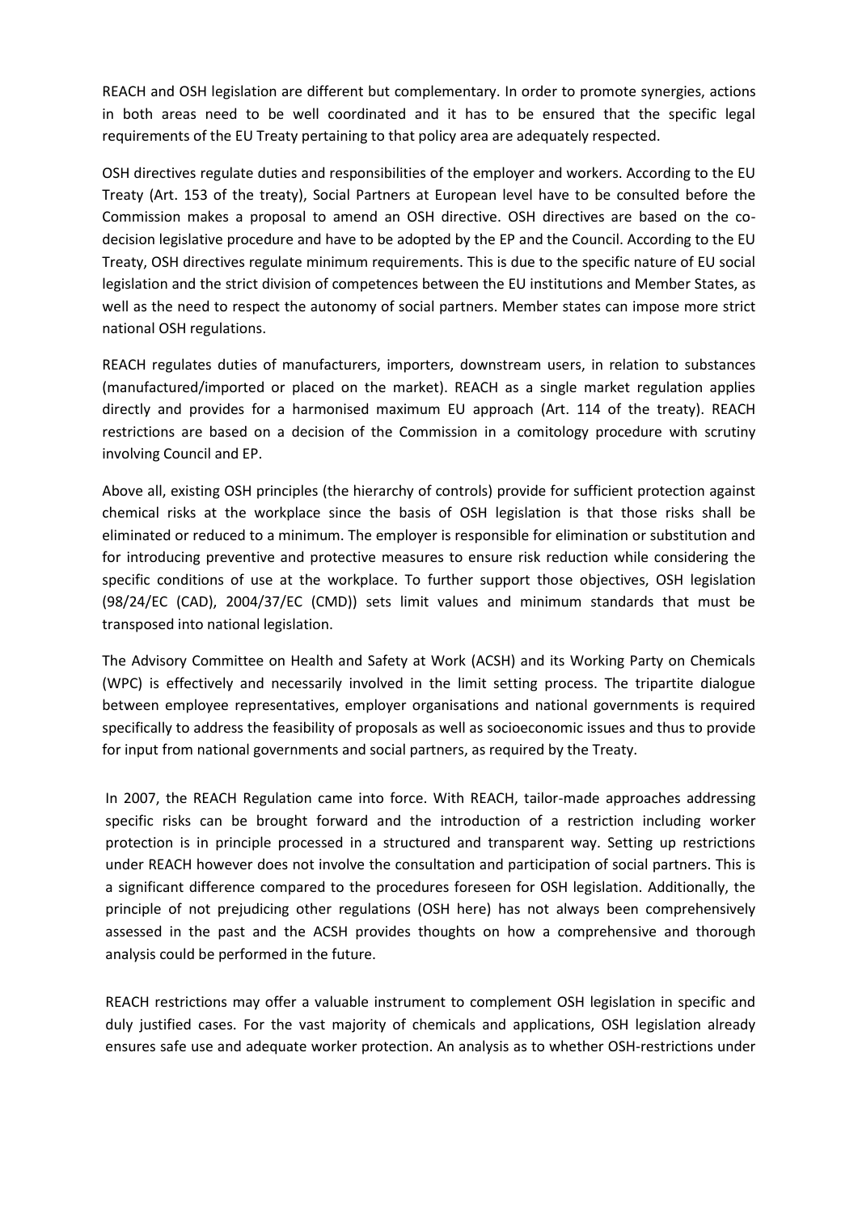REACH and OSH legislation are different but complementary. In order to promote synergies, actions in both areas need to be well coordinated and it has to be ensured that the specific legal requirements of the EU Treaty pertaining to that policy area are adequately respected.

OSH directives regulate duties and responsibilities of the employer and workers. According to the EU Treaty (Art. 153 of the treaty), Social Partners at European level have to be consulted before the Commission makes a proposal to amend an OSH directive. OSH directives are based on the co-decision legislative procedure and have to be adopted by the EP and the Council. According to the EU Treaty, OSH directives regulate minimum requirements. This is due to the specific nature of EU social legislation and the strict division of competences between the EU institutions and Member States, as well as the need to respect the autonomy of social partners. Member states can impose more strict national OSH regulations.

REACH regulates duties of manufacturers, importers, downstream users, in relation to substances (manufactured/imported or placed on the market). REACH as a single market regulation applies directly and provides for a harmonised maximum EU approach (Art. 114 of the treaty). REACH restrictions are based on a decision of the Commission in a comitology procedure with scrutiny involving Council and EP.

Above all, existing OSH principles (the hierarchy of controls) provide for sufficient protection against chemical risks at the workplace since the basis of OSH legislation is that those risks shall be eliminated or reduced to a minimum. The employer is responsible for elimination or substitution and for introducing preventive and protective measures to ensure risk reduction while considering the specific conditions of use at the workplace. To further support those objectives, OSH legislation (98/24/EC (CAD), 2004/37/EC (CMD)) sets limit values and minimum standards that must be transposed into national legislation.

The Advisory Committee on Health and Safety at Work (ACSH) and its Working Party on Chemicals (WPC) is effectively and necessarily involved in the limit setting process. The tripartite dialogue between employee representatives, employer organisations and national governments is required specifically to address the feasibility of proposals as well as socioeconomic issues and thus to provide for input from national governments and social partners, as required by the Treaty.

In 2007, the REACH Regulation came into force. With REACH, tailor-made approaches addressing specific risks can be brought forward and the introduction of a restriction including worker protection is in principle processed in a structured and transparent way. Setting up restrictions under REACH however does not involve the consultation and participation of social partners. This is a significant difference compared to the procedures foreseen for OSH legislation. Additionally, the principle of not prejudicing other regulations (OSH here) has not always been comprehensively assessed in the past and the ACSH provides thoughts on how a comprehensive and thorough analysis could be performed in the future.

REACH restrictions may offer a valuable instrument to complement OSH legislation in specific and duly justified cases. For the vast majority of chemicals and applications, OSH legislation already ensures safe use and adequate worker protection. An analysis as to whether OSH-restrictions under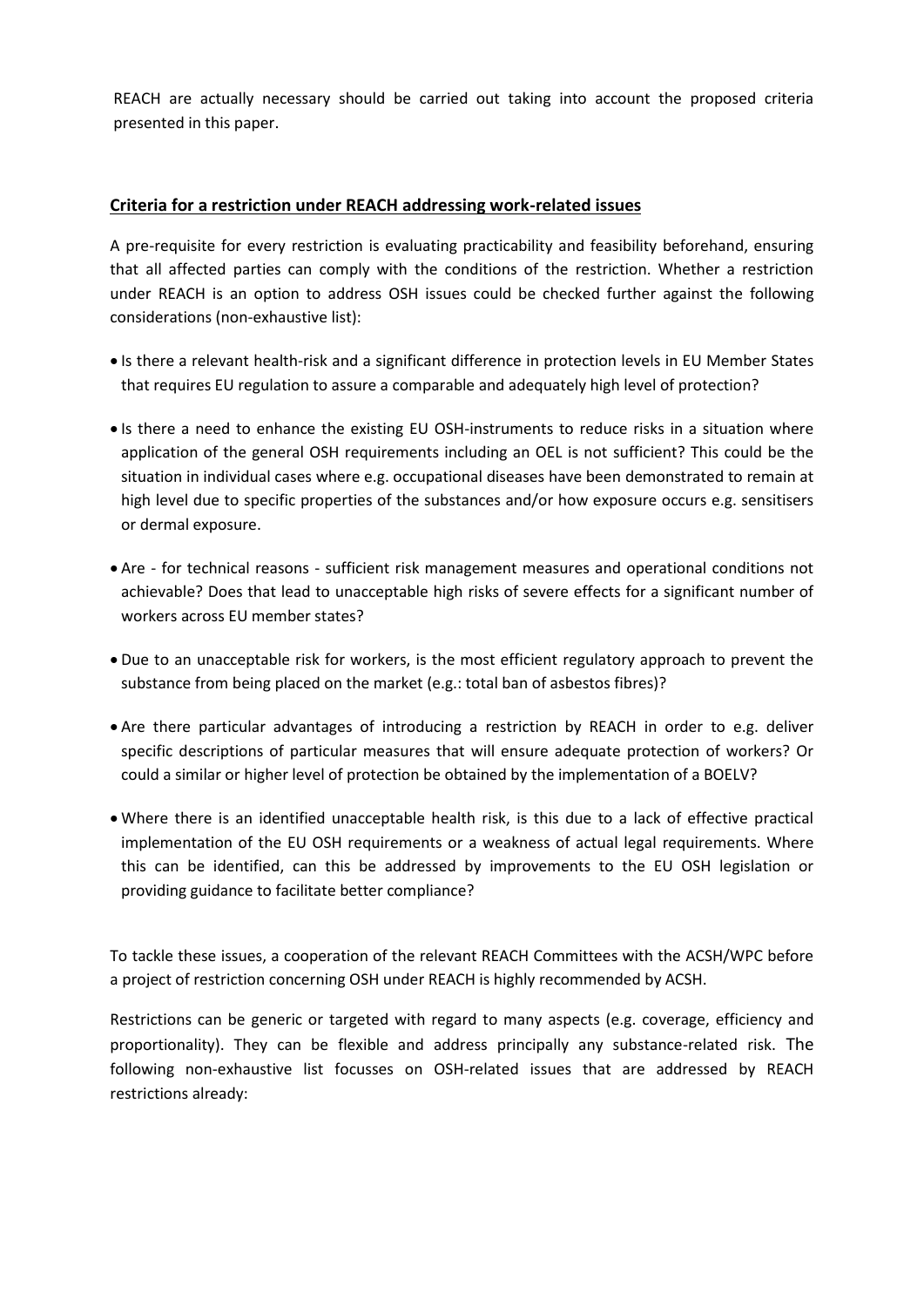REACH are actually necessary should be carried out taking into account the proposed criteria presented in this paper.

## Criteria for a restriction under REACH addressing work-related issues

A pre-requisite for every restriction is evaluating practicability and feasibility beforehand, ensuring that all affected parties can comply with the conditions of the restriction. Whether a restriction under REACH is an option to address OSH issues could be checked further against the following considerations (non-exhaustive list):

- Is there a relevant health-risk and a significant difference in protection levels in EU Member States that requires EU regulation to assure a comparable and adequately high level of protection?
- Is there a need to enhance the existing EU OSH-instruments to reduce risks in a situation where application of the general OSH requirements including an OEL is not sufficient? This could be the situation in individual cases where e.g. occupational diseases have been demonstrated to remain at high level due to specific properties of the substances and/or how exposure occurs e.g. sensitisers or dermal exposure.
- Are - for technical reasons - sufficient risk management measures and operational conditions not achievable? Does that lead to unacceptable high risks of severe effects for a significant number of workers across EU member states?
- Due to an unacceptable risk for workers, is the most efficient regulatory approach to prevent the substance from being placed on the market (e.g.: total ban of asbestos fibres)?
- Are there particular advantages of introducing a restriction by REACH in order to e.g. deliver specific descriptions of particular measures that will ensure adequate protection of workers? Or could a similar or higher level of protection be obtained by the implementation of a BOELV?
- Where there is an identified unacceptable health risk, is this due to a lack of effective practical implementation of the EU OSH requirements or a weakness of actual legal requirements. Where this can be identified, can this be addressed by improvements to the EU OSH legislation or providing guidance to facilitate better compliance?

To tackle these issues, a cooperation of the relevant REACH Committees with the ACSH/WPC before a project of restriction concerning OSH under REACH is highly recommended by ACSH.

Restrictions can be generic or targeted with regard to many aspects (e.g. coverage, efficiency and proportionality). They can be flexible and address principally any substance-related risk. The following non-exhaustive list focusses on OSH-related issues that are addressed by REACH restrictions already: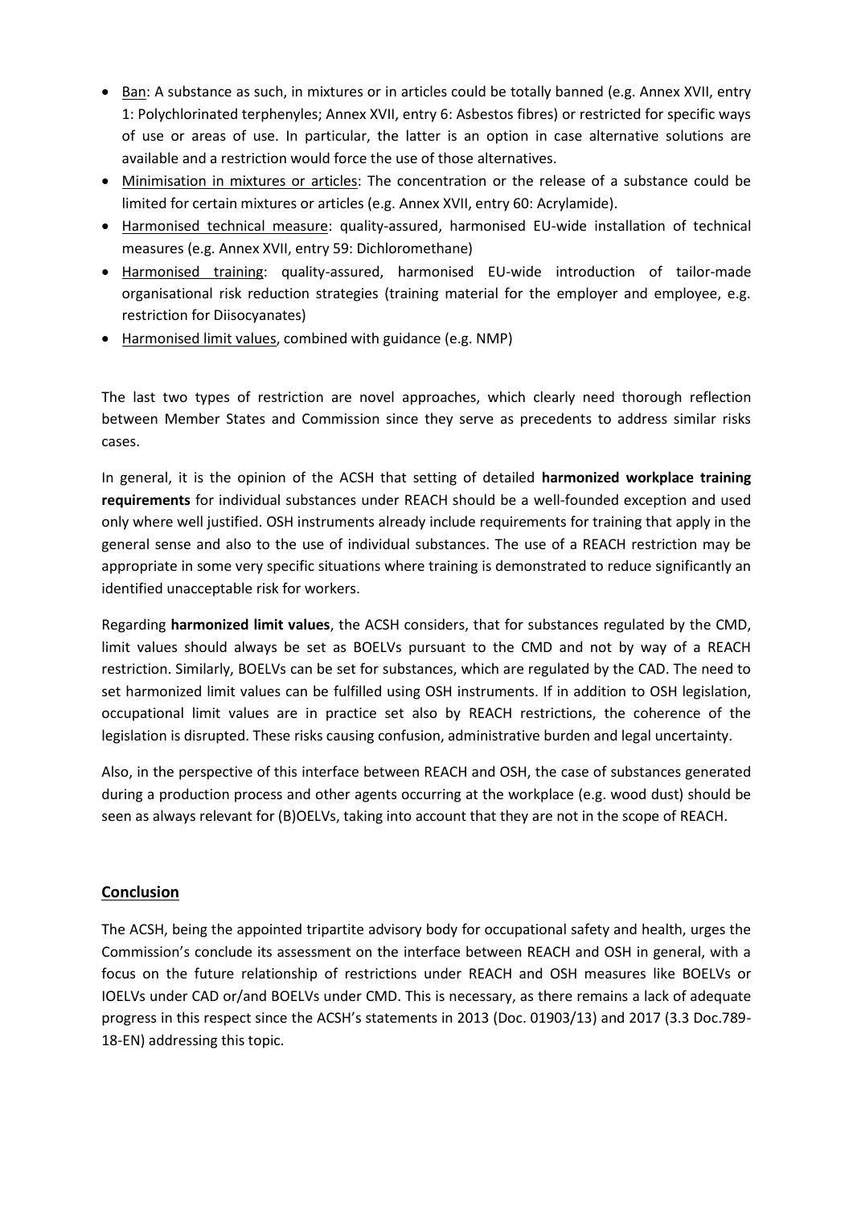- Ban: A substance as such, in mixtures or in articles could be totally banned (e.g. Annex XVII, entry 1: Polychlorinated terphenyles; Annex XVII, entry 6: Asbestos fibres) or restricted for specific ways of use or areas of use. In particular, the latter is an option in case alternative solutions are available and a restriction would force the use of those alternatives.
- Minimisation in mixtures or articles: The concentration or the release of a substance could be limited for certain mixtures or articles (e.g. Annex XVII, entry 60: Acrylamide).
- Harmonised technical measure: quality-assured, harmonised EU-wide installation of technical measures (e.g. Annex XVII, entry 59: Dichloromethane)
- Harmonised training: quality-assured, harmonised EU-wide introduction of tailor-made organisational risk reduction strategies (training material for the employer and employee, e.g. restriction for Diisocyanates)
- Harmonised limit values, combined with guidance (e.g. NMP)

The last two types of restriction are novel approaches, which clearly need thorough reflection between Member States and Commission since they serve as precedents to address similar risks cases.

In general, it is the opinion of the ACSH that setting of detailed **harmonized workplace training requirements** for individual substances under REACH should be a well-founded exception and used only where well justified. OSH instruments already include requirements for training that apply in the general sense and also to the use of individual substances. The use of a REACH restriction may be appropriate in some very specific situations where training is demonstrated to reduce significantly an identified unacceptable risk for workers.

Regarding **harmonized limit values**, the ACSH considers, that for substances regulated by the CMD, limit values should always be set as BOELVs pursuant to the CMD and not by way of a REACH restriction. Similarly, BOELVs can be set for substances, which are regulated by the CAD. The need to set harmonized limit values can be fulfilled using OSH instruments. If in addition to OSH legislation, occupational limit values are in practice set also by REACH restrictions, the coherence of the legislation is disrupted. These risks causing confusion, administrative burden and legal uncertainty.

Also, in the perspective of this interface between REACH and OSH, the case of substances generated during a production process and other agents occurring at the workplace (e.g. wood dust) should be seen as always relevant for (B)OELVs, taking into account that they are not in the scope of REACH.

## Conclusion

The ACSH, being the appointed tripartite advisory body for occupational safety and health, urges the Commission's conclude its assessment on the interface between REACH and OSH in general, with a focus on the future relationship of restrictions under REACH and OSH measures like BOELVs or IOELVs under CAD or/and BOELVs under CMD. This is necessary, as there remains a lack of adequate progress in this respect since the ACSH's statements in 2013 (Doc. 01903/13) and 2017 (3.3 Doc.789-18-EN) addressing this topic.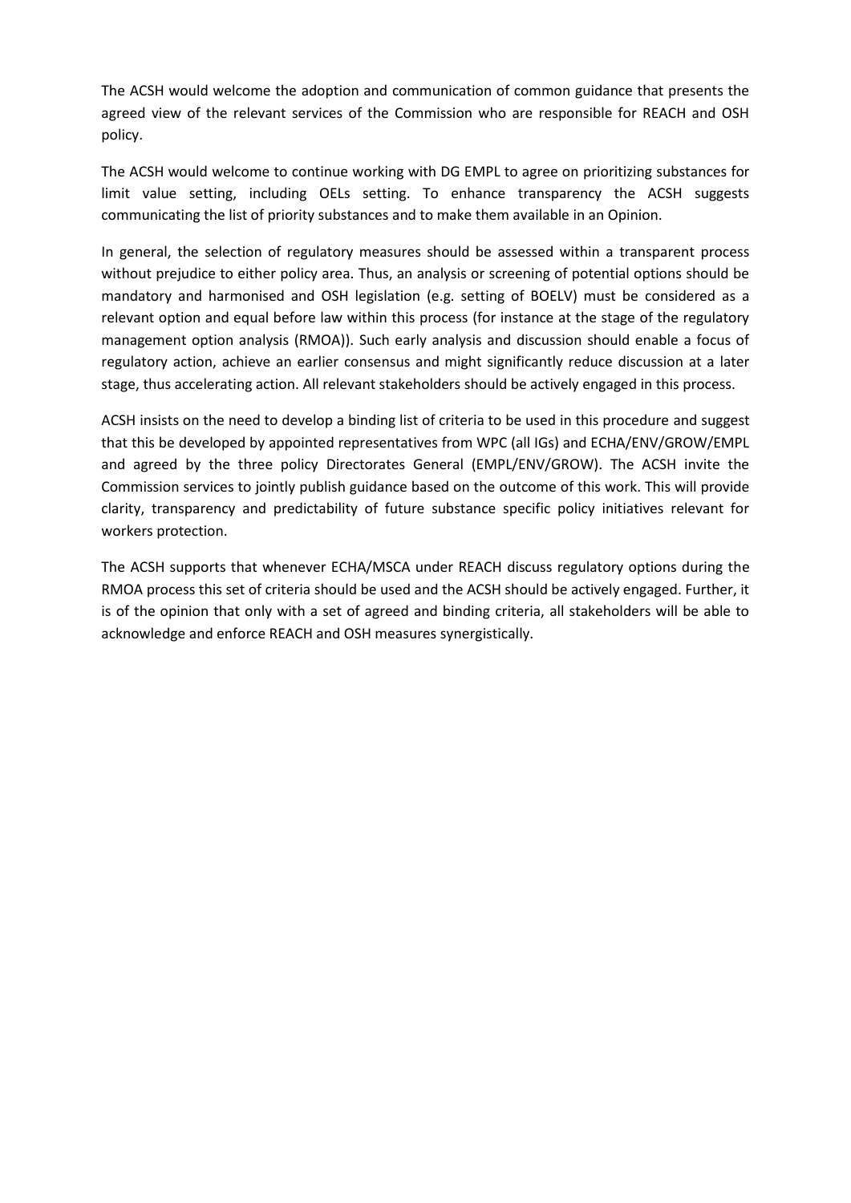The ACSH would welcome the adoption and communication of common guidance that presents the agreed view of the relevant services of the Commission who are responsible for REACH and OSH policy.

The ACSH would welcome to continue working with DG EMPL to agree on prioritizing substances for limit value setting, including OELs setting. To enhance transparency the ACSH suggests communicating the list of priority substances and to make them available in an Opinion.

In general, the selection of regulatory measures should be assessed within a transparent process without prejudice to either policy area. Thus, an analysis or screening of potential options should be mandatory and harmonised and OSH legislation (e.g. setting of BOELV) must be considered as a relevant option and equal before law within this process (for instance at the stage of the regulatory management option analysis (RMOA)). Such early analysis and discussion should enable a focus of regulatory action, achieve an earlier consensus and might significantly reduce discussion at a later stage, thus accelerating action. All relevant stakeholders should be actively engaged in this process.

ACSH insists on the need to develop a binding list of criteria to be used in this procedure and suggest that this be developed by appointed representatives from WPC (all IGs) and ECHA/ENV/GROW/EMPL and agreed by the three policy Directorates General (EMPL/ENV/GROW). The ACSH invite the Commission services to jointly publish guidance based on the outcome of this work. This will provide clarity, transparency and predictability of future substance specific policy initiatives relevant for workers protection.

The ACSH supports that whenever ECHA/MSCA under REACH discuss regulatory options during the RMOA process this set of criteria should be used and the ACSH should be actively engaged. Further, it is of the opinion that only with a set of agreed and binding criteria, all stakeholders will be able to acknowledge and enforce REACH and OSH measures synergistically.